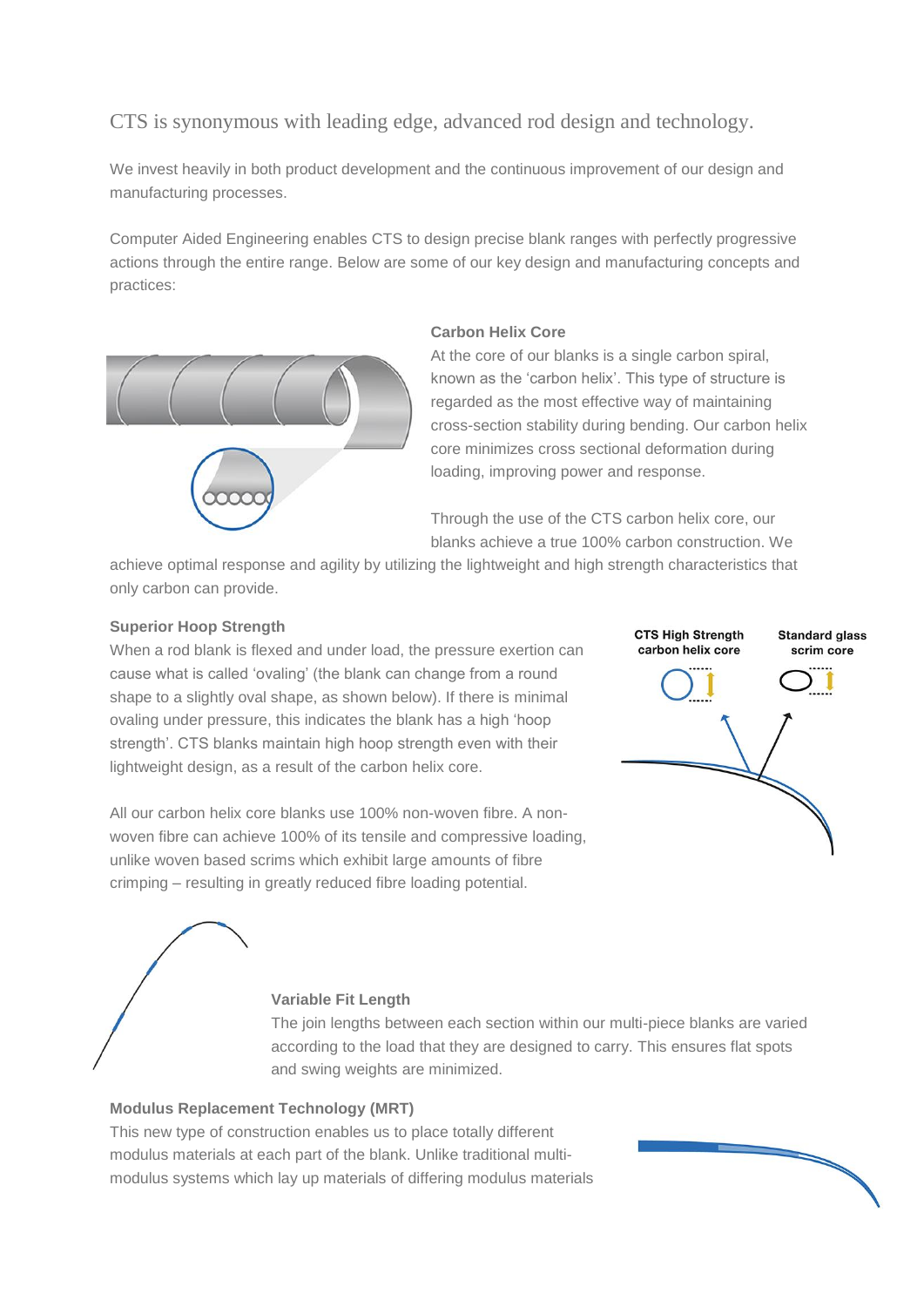CTS is synonymous with leading edge, advanced rod design and technology.

We invest heavily in both product development and the continuous improvement of our design and manufacturing processes.

Computer Aided Engineering enables CTS to design precise blank ranges with perfectly progressive actions through the entire range. Below are some of our key design and manufacturing concepts and practices:

### Carbon Helix Core

At the core of our blanks is a single carbon spiral, known as the 'carbon helix'. This type of structure is regarded as the most effective way of maintaining cross-section stability during bending. Our carbon helix core minimizes cross sectional deformation during loading, improving power and response.

Through the use of the CTS carbon helix core, our blanks achieve a true 100% carbon construction. We achieve optimal response and agility by utilizing the lightweight and high strength characteristics that only carbon can provide.

### Superior Hoop Strength

When a rod blank is flexed and under load, the pressure exertion can cause what is called 'ovaling' (the blank can change from a round shape to a slightly oval shape, as shown below). If there is minimal ovaling under pressure, this indicates the blank has a high 'hoop strength'. CTS blanks maintain high hoop strength even with their lightweight design, as a result of the carbon helix core.

CTS High Strength carbon helix core

Standard glass scrim core

All our carbon helix core blanks use 100% non-woven fibre. A non-woven fibre can achieve 100% of its tensile and compressive loading, unlike woven based scrims which exhibit large amounts of fibre crimping – resulting in greatly reduced fibre loading potential.

### Variable Fit Length

The join lengths between each section within our multi-piece blanks are varied according to the load that they are designed to carry. This ensures flat spots and swing weights are minimized.

### Modulus Replacement Technology (MRT)

This new type of construction enables us to place totally different modulus materials at each part of the blank. Unlike traditional multi-modulus systems which lay up materials of differing modulus materials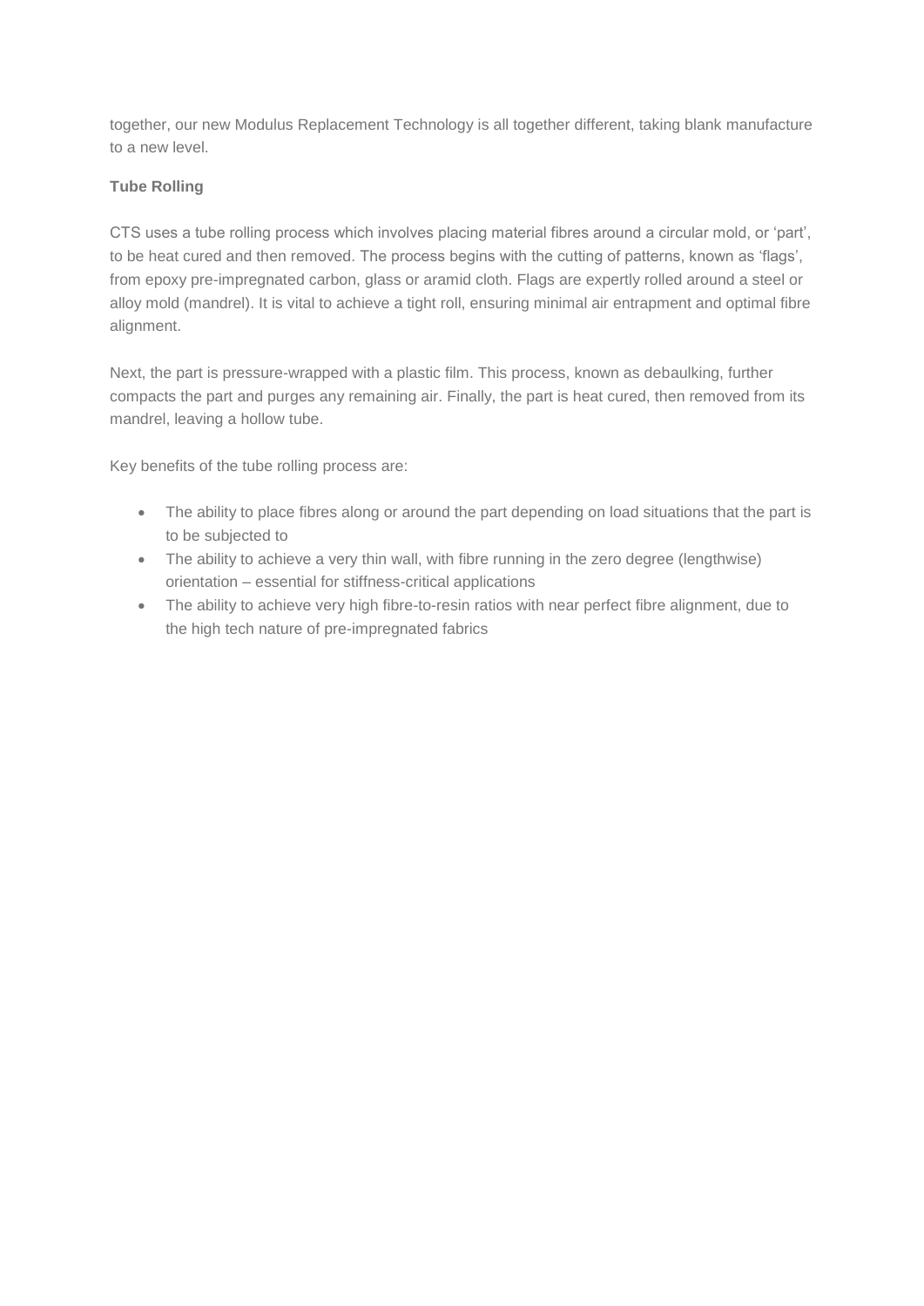together, our new Modulus Replacement Technology is all together different, taking blank manufacture to a new level.

**Tube Rolling**

CTS uses a tube rolling process which involves placing material fibres around a circular mold, or 'part', to be heat cured and then removed. The process begins with the cutting of patterns, known as 'flags', from epoxy pre-impregnated carbon, glass or aramid cloth. Flags are expertly rolled around a steel or alloy mold (mandrel). It is vital to achieve a tight roll, ensuring minimal air entrapment and optimal fibre alignment.

Next, the part is pressure-wrapped with a plastic film. This process, known as debaulking, further compacts the part and purges any remaining air. Finally, the part is heat cured, then removed from its mandrel, leaving a hollow tube.

Key benefits of the tube rolling process are:

- The ability to place fibres along or around the part depending on load situations that the part is to be subjected to
- The ability to achieve a very thin wall, with fibre running in the zero degree (lengthwise) orientation – essential for stiffness-critical applications
- The ability to achieve very high fibre-to-resin ratios with near perfect fibre alignment, due to the high tech nature of pre-impregnated fabrics